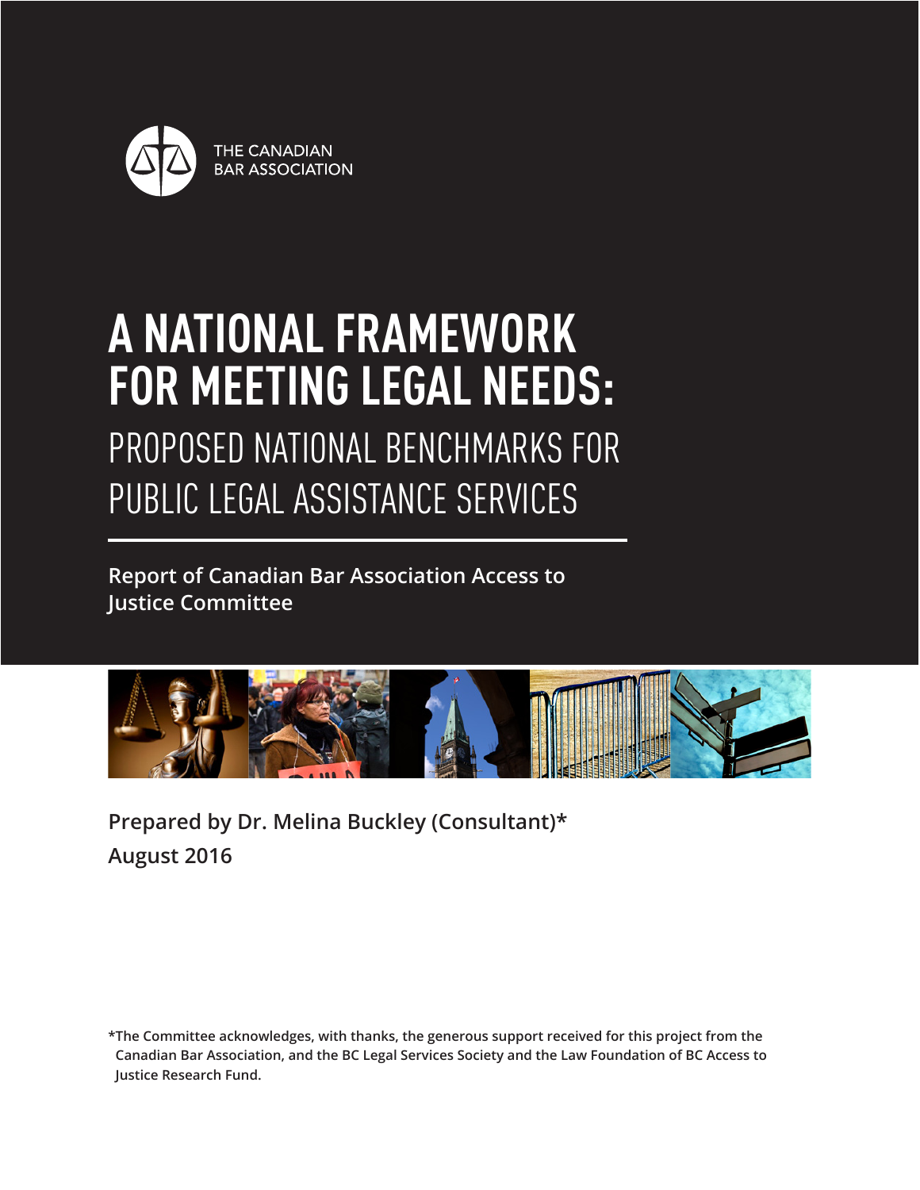THE CANADIAN BAR ASSOCIATION

# A NATIONAL FRAMEWORK FOR MEETING LEGAL NEEDS:

## PROPOSED NATIONAL BENCHMARKS FOR PUBLIC LEGAL ASSISTANCE SERVICES

**Report of Canadian Bar Association Access to Justice Committee**

**Prepared by Dr. Melina Buckley (Consultant)***

**August 2016**

***The Committee acknowledges, with thanks, the generous support received for this project from the Canadian Bar Association, and the BC Legal Services Society and the Law Foundation of BC Access to Justice Research Fund.**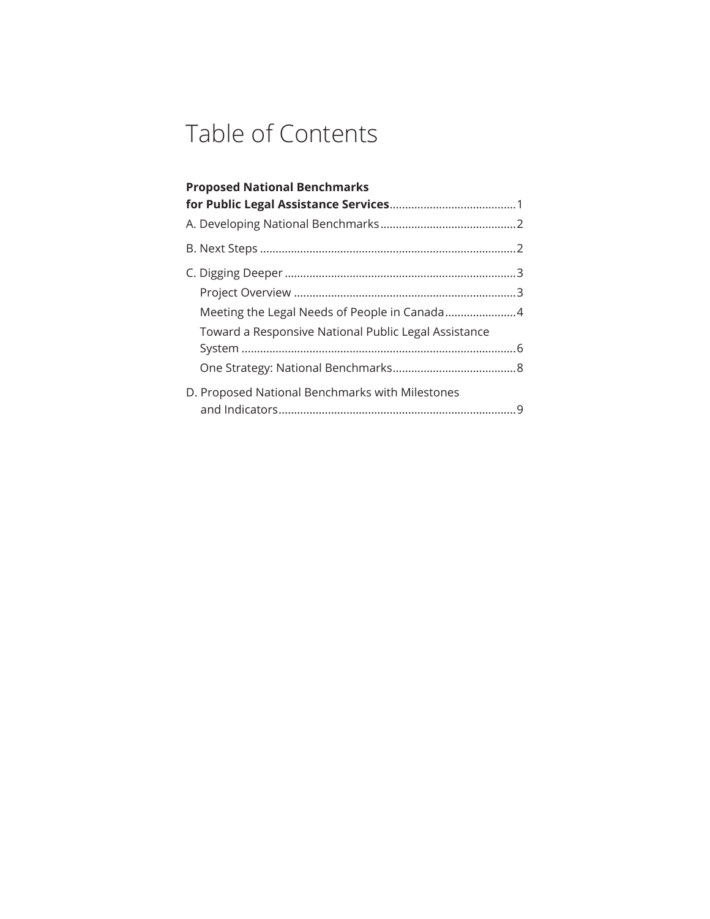# Table of Contents

**Proposed National Benchmarks for Public Legal Assistance Services**.........................................1

A. Developing National Benchmarks............................................2

B. Next Steps ..................................................................................2

C. Digging Deeper ..........................................................................3

- Project Overview .......................................................................3
- Meeting the Legal Needs of People in Canada.......................4
- Toward a Responsive National Public Legal Assistance System ........................................................................................6
- One Strategy: National Benchmarks........................................8

D. Proposed National Benchmarks with Milestones and Indicators............................................................................9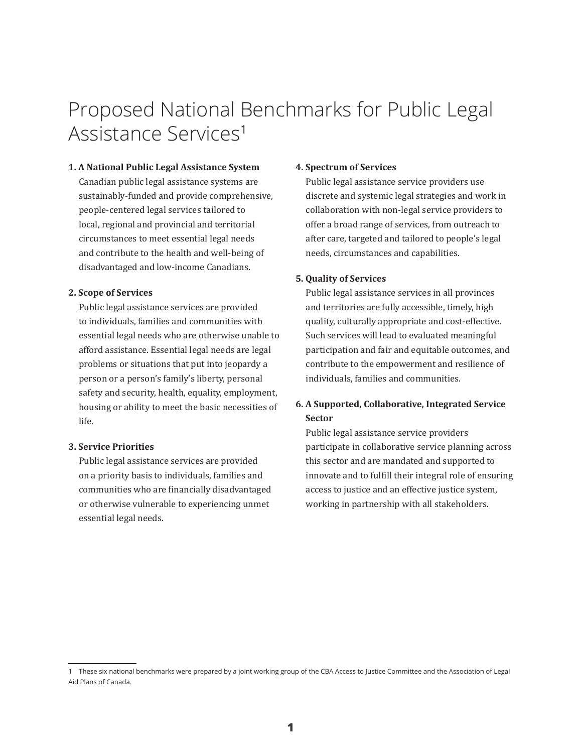# Proposed National Benchmarks for Public Legal Assistance Services[1]

**1. A National Public Legal Assistance System**

Canadian public legal assistance systems are sustainably-funded and provide comprehensive, people-centered legal services tailored to local, regional and provincial and territorial circumstances to meet essential legal needs and contribute to the health and well-being of disadvantaged and low-income Canadians.

**2. Scope of Services**

Public legal assistance services are provided to individuals, families and communities with essential legal needs who are otherwise unable to afford assistance. Essential legal needs are legal problems or situations that put into jeopardy a person or a person's family's liberty, personal safety and security, health, equality, employment, housing or ability to meet the basic necessities of life.

**3. Service Priorities**

Public legal assistance services are provided on a priority basis to individuals, families and communities who are financially disadvantaged or otherwise vulnerable to experiencing unmet essential legal needs.

**4. Spectrum of Services**

Public legal assistance service providers use discrete and systemic legal strategies and work in collaboration with non-legal service providers to offer a broad range of services, from outreach to after care, targeted and tailored to people's legal needs, circumstances and capabilities.

**5. Quality of Services**

Public legal assistance services in all provinces and territories are fully accessible, timely, high quality, culturally appropriate and cost-effective. Such services will lead to evaluated meaningful participation and fair and equitable outcomes, and contribute to the empowerment and resilience of individuals, families and communities.

**6. A Supported, Collaborative, Integrated Service Sector**

Public legal assistance service providers participate in collaborative service planning across this sector and are mandated and supported to innovate and to fulfill their integral role of ensuring access to justice and an effective justice system, working in partnership with all stakeholders.

---

1 These six national benchmarks were prepared by a joint working group of the CBA Access to Justice Committee and the Association of Legal Aid Plans of Canada.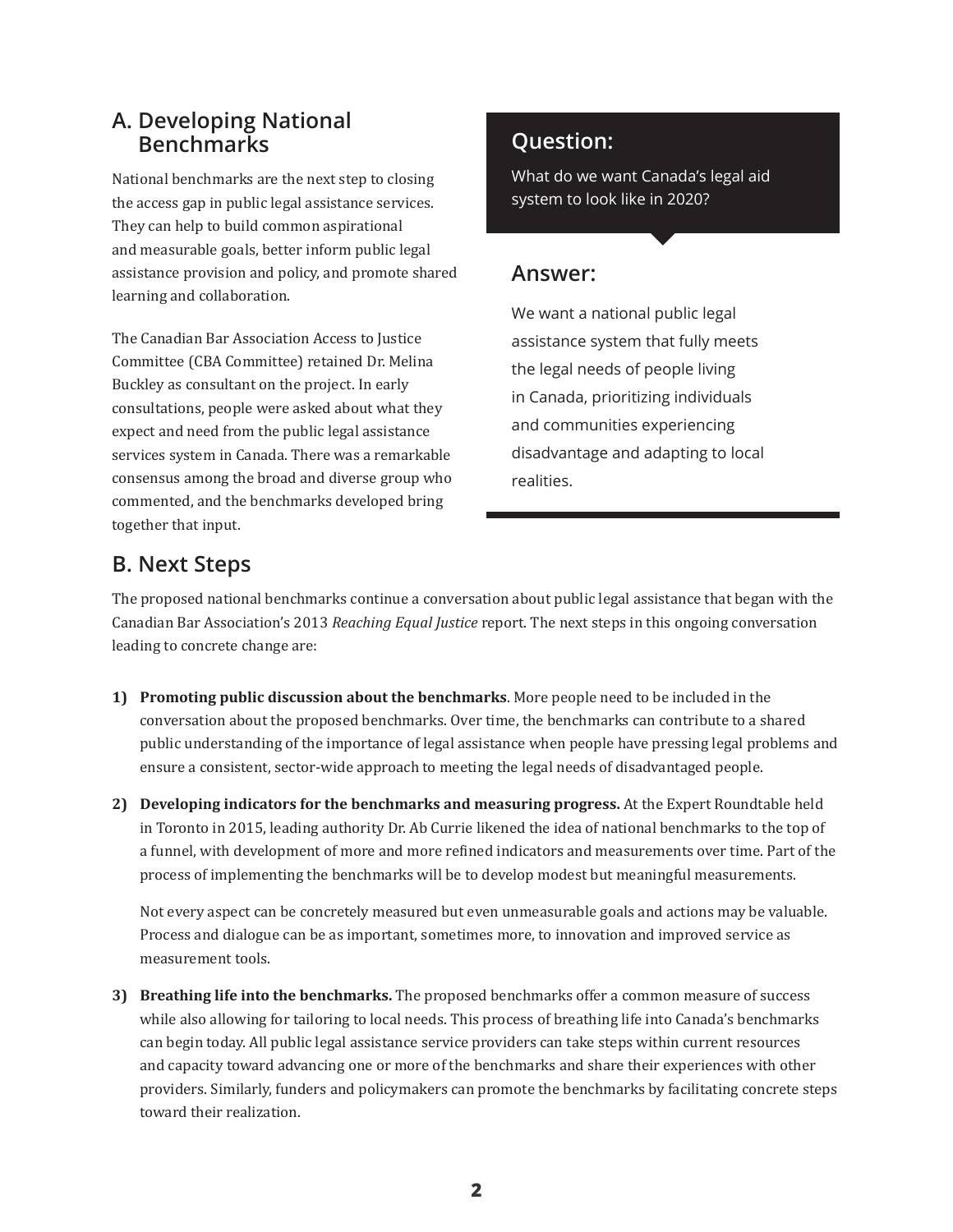## A. Developing National Benchmarks

National benchmarks are the next step to closing the access gap in public legal assistance services. They can help to build common aspirational and measurable goals, better inform public legal assistance provision and policy, and promote shared learning and collaboration.

The Canadian Bar Association Access to Justice Committee (CBA Committee) retained Dr. Melina Buckley as consultant on the project. In early consultations, people were asked about what they expect and need from the public legal assistance services system in Canada. There was a remarkable consensus among the broad and diverse group who commented, and the benchmarks developed bring together that input.

### Question:

What do we want Canada's legal aid system to look like in 2020?

### Answer:

We want a national public legal assistance system that fully meets the legal needs of people living in Canada, prioritizing individuals and communities experiencing disadvantage and adapting to local realities.

## B. Next Steps

The proposed national benchmarks continue a conversation about public legal assistance that began with the Canadian Bar Association's 2013 *Reaching Equal Justice* report. The next steps in this ongoing conversation leading to concrete change are:

1) **Promoting public discussion about the benchmarks**. More people need to be included in the conversation about the proposed benchmarks. Over time, the benchmarks can contribute to a shared public understanding of the importance of legal assistance when people have pressing legal problems and ensure a consistent, sector-wide approach to meeting the legal needs of disadvantaged people.

2) **Developing indicators for the benchmarks and measuring progress.** At the Expert Roundtable held in Toronto in 2015, leading authority Dr. Ab Currie likened the idea of national benchmarks to the top of a funnel, with development of more and more refined indicators and measurements over time. Part of the process of implementing the benchmarks will be to develop modest but meaningful measurements.

   Not every aspect can be concretely measured but even unmeasurable goals and actions may be valuable. Process and dialogue can be as important, sometimes more, to innovation and improved service as measurement tools.

3) **Breathing life into the benchmarks.** The proposed benchmarks offer a common measure of success while also allowing for tailoring to local needs. This process of breathing life into Canada's benchmarks can begin today. All public legal assistance service providers can take steps within current resources and capacity toward advancing one or more of the benchmarks and share their experiences with other providers. Similarly, funders and policymakers can promote the benchmarks by facilitating concrete steps toward their realization.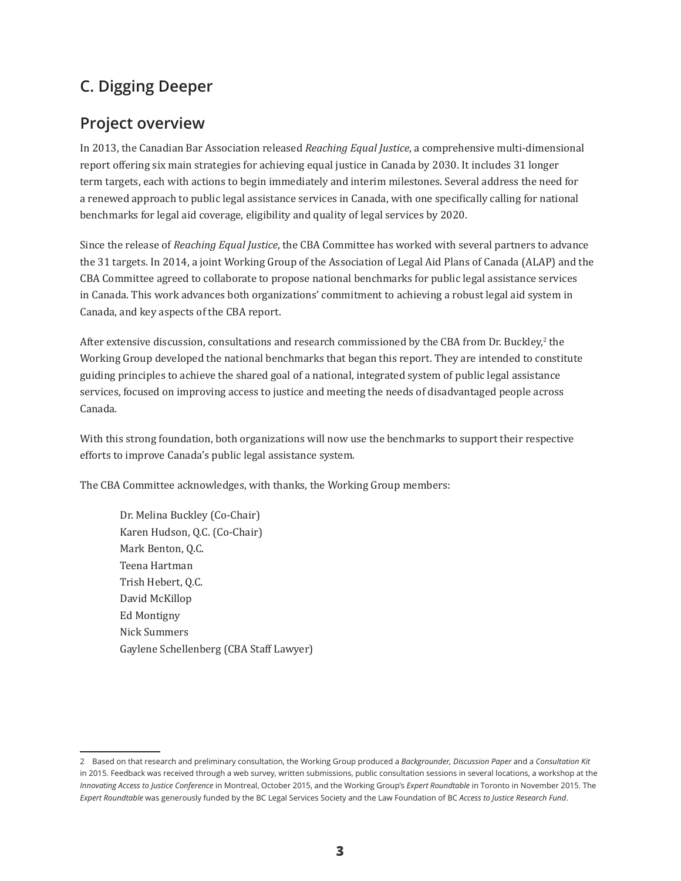## C. Digging Deeper

## Project overview

In 2013, the Canadian Bar Association released *Reaching Equal Justice*, a comprehensive multi-dimensional report offering six main strategies for achieving equal justice in Canada by 2030. It includes 31 longer term targets, each with actions to begin immediately and interim milestones. Several address the need for a renewed approach to public legal assistance services in Canada, with one specifically calling for national benchmarks for legal aid coverage, eligibility and quality of legal services by 2020.

Since the release of *Reaching Equal Justice*, the CBA Committee has worked with several partners to advance the 31 targets. In 2014, a joint Working Group of the Association of Legal Aid Plans of Canada (ALAP) and the CBA Committee agreed to collaborate to propose national benchmarks for public legal assistance services in Canada. This work advances both organizations' commitment to achieving a robust legal aid system in Canada, and key aspects of the CBA report.

After extensive discussion, consultations and research commissioned by the CBA from Dr. Buckley,[2] the Working Group developed the national benchmarks that began this report. They are intended to constitute guiding principles to achieve the shared goal of a national, integrated system of public legal assistance services, focused on improving access to justice and meeting the needs of disadvantaged people across Canada.

With this strong foundation, both organizations will now use the benchmarks to support their respective efforts to improve Canada's public legal assistance system.

The CBA Committee acknowledges, with thanks, the Working Group members:

Dr. Melina Buckley (Co-Chair)
Karen Hudson, Q.C. (Co-Chair)
Mark Benton, Q.C.
Teena Hartman
Trish Hebert, Q.C.
David McKillop
Ed Montigny
Nick Summers
Gaylene Schellenberg (CBA Staff Lawyer)

---

2 Based on that research and preliminary consultation, the Working Group produced a *Backgrounder, Discussion Paper* and a *Consultation Kit* in 2015. Feedback was received through a web survey, written submissions, public consultation sessions in several locations, a workshop at the *Innovating Access to Justice Conference* in Montreal, October 2015, and the Working Group's *Expert Roundtable* in Toronto in November 2015. The *Expert Roundtable* was generously funded by the BC Legal Services Society and the Law Foundation of BC *Access to Justice Research Fund*.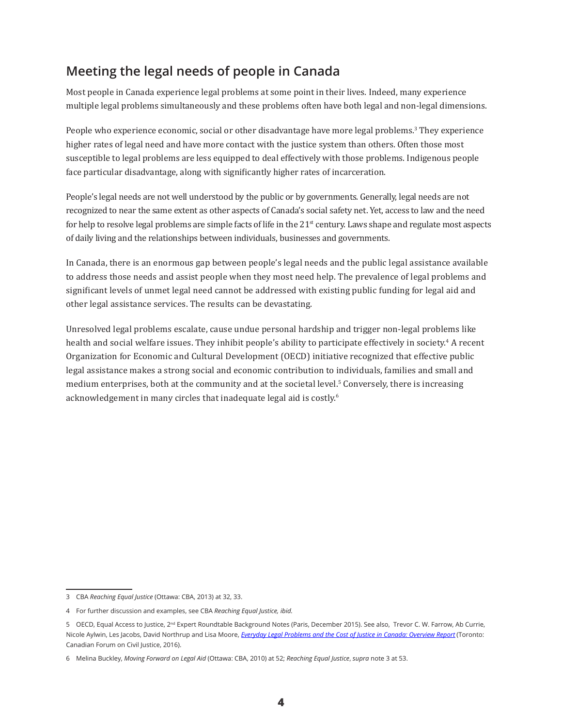## Meeting the legal needs of people in Canada

Most people in Canada experience legal problems at some point in their lives. Indeed, many experience multiple legal problems simultaneously and these problems often have both legal and non-legal dimensions.

People who experience economic, social or other disadvantage have more legal problems.[3] They experience higher rates of legal need and have more contact with the justice system than others. Often those most susceptible to legal problems are less equipped to deal effectively with those problems. Indigenous people face particular disadvantage, along with significantly higher rates of incarceration.

People's legal needs are not well understood by the public or by governments. Generally, legal needs are not recognized to near the same extent as other aspects of Canada's social safety net. Yet, access to law and the need for help to resolve legal problems are simple facts of life in the 21st century. Laws shape and regulate most aspects of daily living and the relationships between individuals, businesses and governments.

In Canada, there is an enormous gap between people's legal needs and the public legal assistance available to address those needs and assist people when they most need help. The prevalence of legal problems and significant levels of unmet legal need cannot be addressed with existing public funding for legal aid and other legal assistance services. The results can be devastating.

Unresolved legal problems escalate, cause undue personal hardship and trigger non-legal problems like health and social welfare issues. They inhibit people's ability to participate effectively in society.[4] A recent Organization for Economic and Cultural Development (OECD) initiative recognized that effective public legal assistance makes a strong social and economic contribution to individuals, families and small and medium enterprises, both at the community and at the societal level.[5] Conversely, there is increasing acknowledgement in many circles that inadequate legal aid is costly.[6]

---

3 CBA *Reaching Equal Justice* (Ottawa: CBA, 2013) at 32, 33.

4 For further discussion and examples, see CBA *Reaching Equal Justice, ibid.*

5 OECD, Equal Access to Justice, 2nd Expert Roundtable Background Notes (Paris, December 2015). See also, Trevor C. W. Farrow, Ab Currie, Nicole Aylwin, Les Jacobs, David Northrup and Lisa Moore, *Everyday Legal Problems and the Cost of Justice in Canada: Overview Report* (Toronto: Canadian Forum on Civil Justice, 2016).

6 Melina Buckley, *Moving Forward on Legal Aid* (Ottawa: CBA, 2010) at 52; *Reaching Equal Justice*, *supra* note 3 at 53.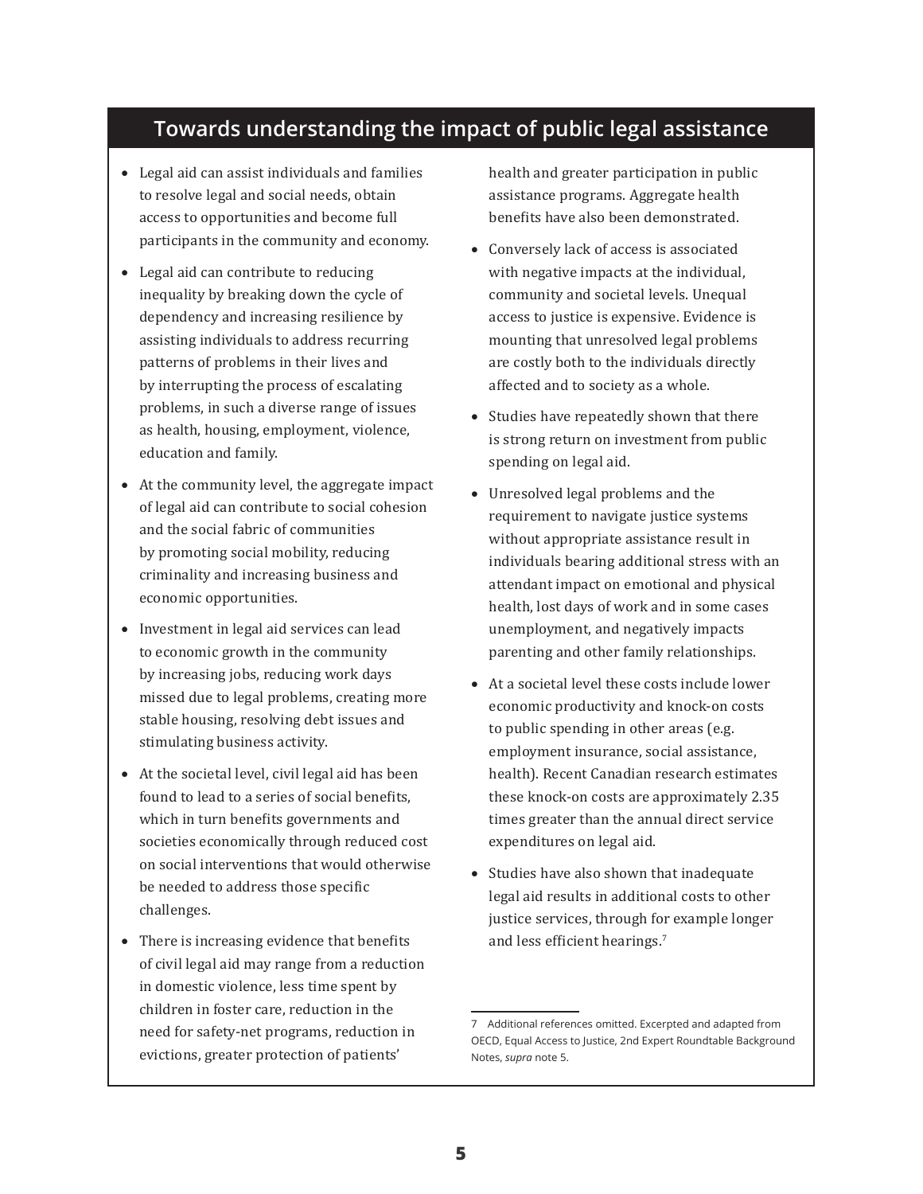## Towards understanding the impact of public legal assistance

- Legal aid can assist individuals and families to resolve legal and social needs, obtain access to opportunities and become full participants in the community and economy.
- Legal aid can contribute to reducing inequality by breaking down the cycle of dependency and increasing resilience by assisting individuals to address recurring patterns of problems in their lives and by interrupting the process of escalating problems, in such a diverse range of issues as health, housing, employment, violence, education and family.
- At the community level, the aggregate impact of legal aid can contribute to social cohesion and the social fabric of communities by promoting social mobility, reducing criminality and increasing business and economic opportunities.
- Investment in legal aid services can lead to economic growth in the community by increasing jobs, reducing work days missed due to legal problems, creating more stable housing, resolving debt issues and stimulating business activity.
- At the societal level, civil legal aid has been found to lead to a series of social benefits, which in turn benefits governments and societies economically through reduced cost on social interventions that would otherwise be needed to address those specific challenges.
- There is increasing evidence that benefits of civil legal aid may range from a reduction in domestic violence, less time spent by children in foster care, reduction in the need for safety-net programs, reduction in evictions, greater protection of patients' health and greater participation in public assistance programs. Aggregate health benefits have also been demonstrated.
- Conversely lack of access is associated with negative impacts at the individual, community and societal levels. Unequal access to justice is expensive. Evidence is mounting that unresolved legal problems are costly both to the individuals directly affected and to society as a whole.
- Studies have repeatedly shown that there is strong return on investment from public spending on legal aid.
- Unresolved legal problems and the requirement to navigate justice systems without appropriate assistance result in individuals bearing additional stress with an attendant impact on emotional and physical health, lost days of work and in some cases unemployment, and negatively impacts parenting and other family relationships.
- At a societal level these costs include lower economic productivity and knock-on costs to public spending in other areas (e.g. employment insurance, social assistance, health). Recent Canadian research estimates these knock-on costs are approximately 2.35 times greater than the annual direct service expenditures on legal aid.
- Studies have also shown that inadequate legal aid results in additional costs to other justice services, through for example longer and less efficient hearings.[7]

---

7 Additional references omitted. Excerpted and adapted from OECD, Equal Access to Justice, 2nd Expert Roundtable Background Notes, *supra* note 5.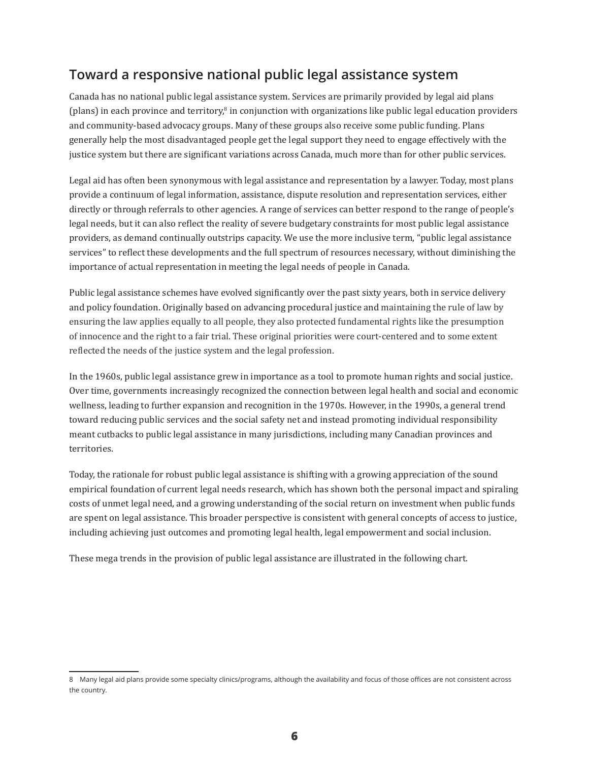## Toward a responsive national public legal assistance system

Canada has no national public legal assistance system. Services are primarily provided by legal aid plans (plans) in each province and territory,[8] in conjunction with organizations like public legal education providers and community-based advocacy groups. Many of these groups also receive some public funding. Plans generally help the most disadvantaged people get the legal support they need to engage effectively with the justice system but there are significant variations across Canada, much more than for other public services.

Legal aid has often been synonymous with legal assistance and representation by a lawyer. Today, most plans provide a continuum of legal information, assistance, dispute resolution and representation services, either directly or through referrals to other agencies. A range of services can better respond to the range of people's legal needs, but it can also reflect the reality of severe budgetary constraints for most public legal assistance providers, as demand continually outstrips capacity. We use the more inclusive term, "public legal assistance services" to reflect these developments and the full spectrum of resources necessary, without diminishing the importance of actual representation in meeting the legal needs of people in Canada.

Public legal assistance schemes have evolved significantly over the past sixty years, both in service delivery and policy foundation. Originally based on advancing procedural justice and maintaining the rule of law by ensuring the law applies equally to all people, they also protected fundamental rights like the presumption of innocence and the right to a fair trial. These original priorities were court-centered and to some extent reflected the needs of the justice system and the legal profession.

In the 1960s, public legal assistance grew in importance as a tool to promote human rights and social justice. Over time, governments increasingly recognized the connection between legal health and social and economic wellness, leading to further expansion and recognition in the 1970s. However, in the 1990s, a general trend toward reducing public services and the social safety net and instead promoting individual responsibility meant cutbacks to public legal assistance in many jurisdictions, including many Canadian provinces and territories.

Today, the rationale for robust public legal assistance is shifting with a growing appreciation of the sound empirical foundation of current legal needs research, which has shown both the personal impact and spiraling costs of unmet legal need, and a growing understanding of the social return on investment when public funds are spent on legal assistance. This broader perspective is consistent with general concepts of access to justice, including achieving just outcomes and promoting legal health, legal empowerment and social inclusion.

These mega trends in the provision of public legal assistance are illustrated in the following chart.

8 Many legal aid plans provide some specialty clinics/programs, although the availability and focus of those offices are not consistent across the country.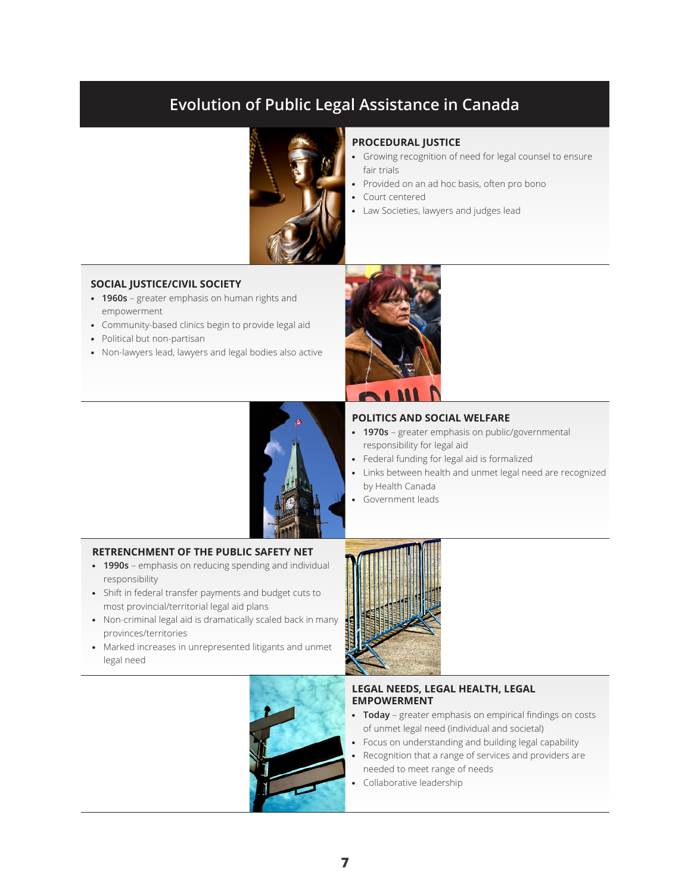# Evolution of Public Legal Assistance in Canada

### PROCEDURAL JUSTICE

- Growing recognition of need for legal counsel to ensure fair trials
- Provided on an ad hoc basis, often pro bono
- Court centered
- Law Societies, lawyers and judges lead

### SOCIAL JUSTICE/CIVIL SOCIETY

- **1960s** – greater emphasis on human rights and empowerment
- Community-based clinics begin to provide legal aid
- Political but non-partisan
- Non-lawyers lead, lawyers and legal bodies also active

### POLITICS AND SOCIAL WELFARE

- **1970s** – greater emphasis on public/governmental responsibility for legal aid
- Federal funding for legal aid is formalized
- Links between health and unmet legal need are recognized by Health Canada
- Government leads

### RETRENCHMENT OF THE PUBLIC SAFETY NET

- **1990s** – emphasis on reducing spending and individual responsibility
- Shift in federal transfer payments and budget cuts to most provincial/territorial legal aid plans
- Non-criminal legal aid is dramatically scaled back in many provinces/territories
- Marked increases in unrepresented litigants and unmet legal need

### LEGAL NEEDS, LEGAL HEALTH, LEGAL EMPOWERMENT

- **Today** – greater emphasis on empirical findings on costs of unmet legal need (individual and societal)
- Focus on understanding and building legal capability
- Recognition that a range of services and providers are needed to meet range of needs
- Collaborative leadership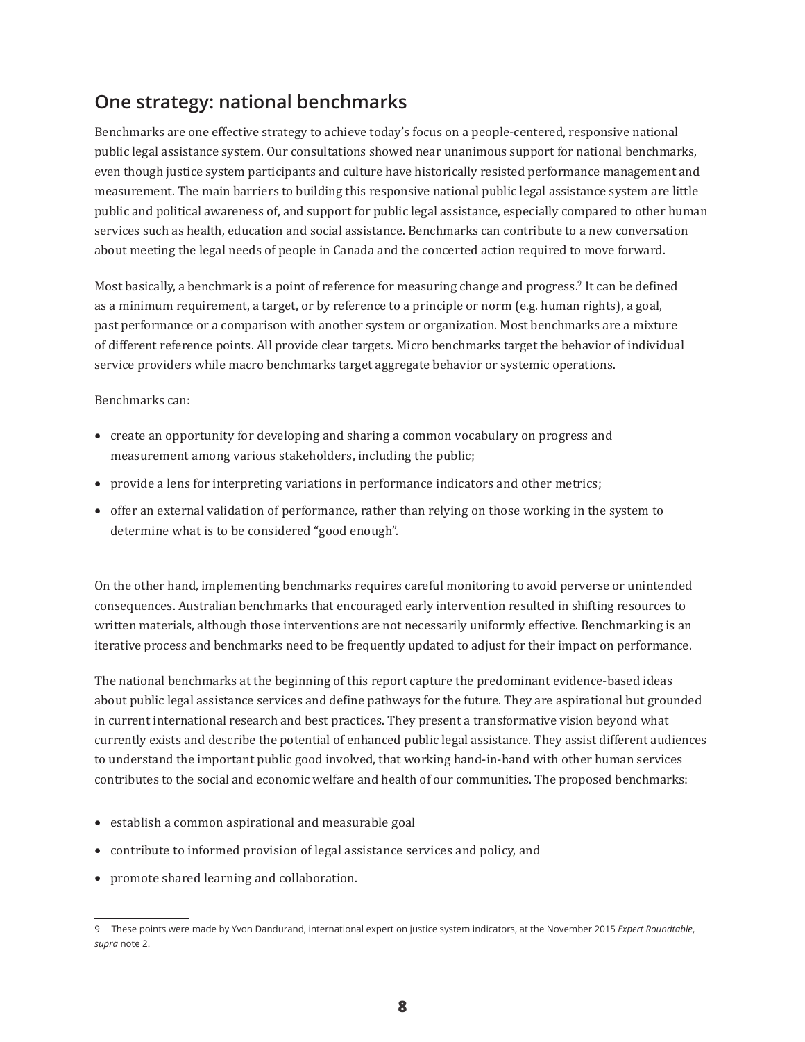## One strategy: national benchmarks

Benchmarks are one effective strategy to achieve today's focus on a people-centered, responsive national public legal assistance system. Our consultations showed near unanimous support for national benchmarks, even though justice system participants and culture have historically resisted performance management and measurement. The main barriers to building this responsive national public legal assistance system are little public and political awareness of, and support for public legal assistance, especially compared to other human services such as health, education and social assistance. Benchmarks can contribute to a new conversation about meeting the legal needs of people in Canada and the concerted action required to move forward.

Most basically, a benchmark is a point of reference for measuring change and progress.[9] It can be defined as a minimum requirement, a target, or by reference to a principle or norm (e.g. human rights), a goal, past performance or a comparison with another system or organization. Most benchmarks are a mixture of different reference points. All provide clear targets. Micro benchmarks target the behavior of individual service providers while macro benchmarks target aggregate behavior or systemic operations.

Benchmarks can:

- create an opportunity for developing and sharing a common vocabulary on progress and measurement among various stakeholders, including the public;
- provide a lens for interpreting variations in performance indicators and other metrics;
- offer an external validation of performance, rather than relying on those working in the system to determine what is to be considered "good enough".

On the other hand, implementing benchmarks requires careful monitoring to avoid perverse or unintended consequences. Australian benchmarks that encouraged early intervention resulted in shifting resources to written materials, although those interventions are not necessarily uniformly effective. Benchmarking is an iterative process and benchmarks need to be frequently updated to adjust for their impact on performance.

The national benchmarks at the beginning of this report capture the predominant evidence-based ideas about public legal assistance services and define pathways for the future. They are aspirational but grounded in current international research and best practices. They present a transformative vision beyond what currently exists and describe the potential of enhanced public legal assistance. They assist different audiences to understand the important public good involved, that working hand-in-hand with other human services contributes to the social and economic welfare and health of our communities. The proposed benchmarks:

- establish a common aspirational and measurable goal
- contribute to informed provision of legal assistance services and policy, and
- promote shared learning and collaboration.

---

9 These points were made by Yvon Dandurand, international expert on justice system indicators, at the November 2015 *Expert Roundtable*, *supra* note 2.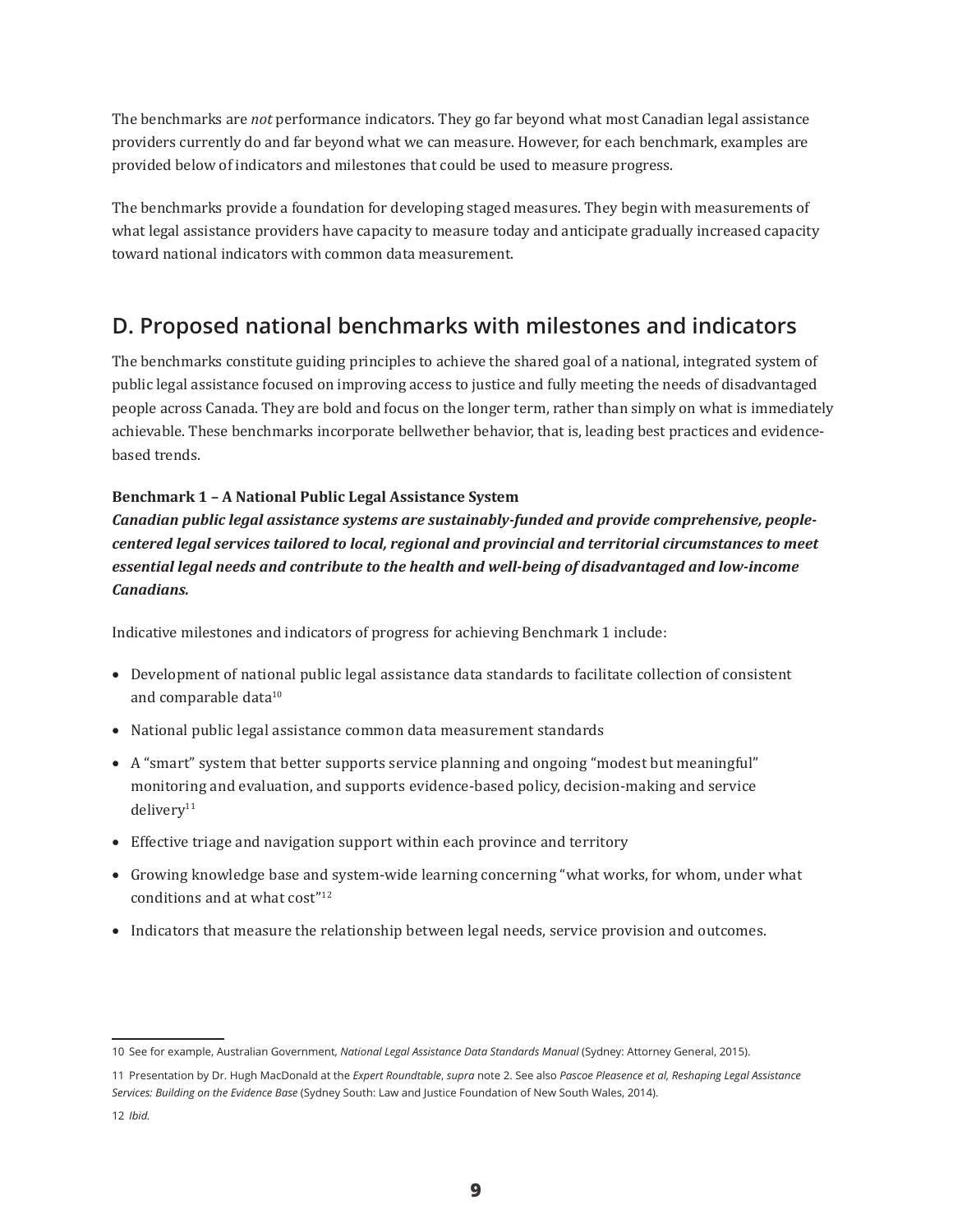The benchmarks are *not* performance indicators. They go far beyond what most Canadian legal assistance providers currently do and far beyond what we can measure. However, for each benchmark, examples are provided below of indicators and milestones that could be used to measure progress.

The benchmarks provide a foundation for developing staged measures. They begin with measurements of what legal assistance providers have capacity to measure today and anticipate gradually increased capacity toward national indicators with common data measurement.

## D. Proposed national benchmarks with milestones and indicators

The benchmarks constitute guiding principles to achieve the shared goal of a national, integrated system of public legal assistance focused on improving access to justice and fully meeting the needs of disadvantaged people across Canada. They are bold and focus on the longer term, rather than simply on what is immediately achievable. These benchmarks incorporate bellwether behavior, that is, leading best practices and evidence-based trends.

**Benchmark 1 – A National Public Legal Assistance System**

***Canadian public legal assistance systems are sustainably-funded and provide comprehensive, people-centered legal services tailored to local, regional and provincial and territorial circumstances to meet essential legal needs and contribute to the health and well-being of disadvantaged and low-income Canadians.***

Indicative milestones and indicators of progress for achieving Benchmark 1 include:

- Development of national public legal assistance data standards to facilitate collection of consistent and comparable data[10]
- National public legal assistance common data measurement standards
- A "smart" system that better supports service planning and ongoing "modest but meaningful" monitoring and evaluation, and supports evidence-based policy, decision-making and service delivery[11]
- Effective triage and navigation support within each province and territory
- Growing knowledge base and system-wide learning concerning "what works, for whom, under what conditions and at what cost"[12]
- Indicators that measure the relationship between legal needs, service provision and outcomes.

---

10 See for example, Australian Government, *National Legal Assistance Data Standards Manual* (Sydney: Attorney General, 2015).

11 Presentation by Dr. Hugh MacDonald at the *Expert Roundtable*, *supra* note 2. See also *Pascoe Pleasence et al, Reshaping Legal Assistance Services: Building on the Evidence Base* (Sydney South: Law and Justice Foundation of New South Wales, 2014).

12 *Ibid.*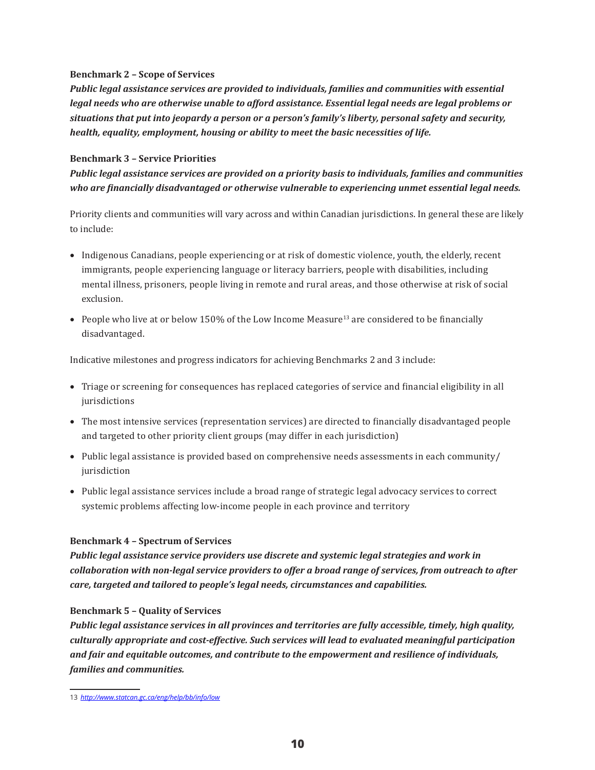**Benchmark 2 – Scope of Services**

***Public legal assistance services are provided to individuals, families and communities with essential legal needs who are otherwise unable to afford assistance. Essential legal needs are legal problems or situations that put into jeopardy a person or a person's family's liberty, personal safety and security, health, equality, employment, housing or ability to meet the basic necessities of life.***

**Benchmark 3 – Service Priorities**

***Public legal assistance services are provided on a priority basis to individuals, families and communities who are financially disadvantaged or otherwise vulnerable to experiencing unmet essential legal needs.***

Priority clients and communities will vary across and within Canadian jurisdictions. In general these are likely to include:

- Indigenous Canadians, people experiencing or at risk of domestic violence, youth, the elderly, recent immigrants, people experiencing language or literacy barriers, people with disabilities, including mental illness, prisoners, people living in remote and rural areas, and those otherwise at risk of social exclusion.
- People who live at or below 150% of the Low Income Measure[13] are considered to be financially disadvantaged.

Indicative milestones and progress indicators for achieving Benchmarks 2 and 3 include:

- Triage or screening for consequences has replaced categories of service and financial eligibility in all jurisdictions
- The most intensive services (representation services) are directed to financially disadvantaged people and targeted to other priority client groups (may differ in each jurisdiction)
- Public legal assistance is provided based on comprehensive needs assessments in each community/ jurisdiction
- Public legal assistance services include a broad range of strategic legal advocacy services to correct systemic problems affecting low-income people in each province and territory

**Benchmark 4 – Spectrum of Services**

***Public legal assistance service providers use discrete and systemic legal strategies and work in collaboration with non-legal service providers to offer a broad range of services, from outreach to after care, targeted and tailored to people's legal needs, circumstances and capabilities.***

**Benchmark 5 – Quality of Services**

***Public legal assistance services in all provinces and territories are fully accessible, timely, high quality, culturally appropriate and cost-effective. Such services will lead to evaluated meaningful participation and fair and equitable outcomes, and contribute to the empowerment and resilience of individuals, families and communities.***

---

13 *http://www.statcan.gc.ca/eng/help/bb/info/low*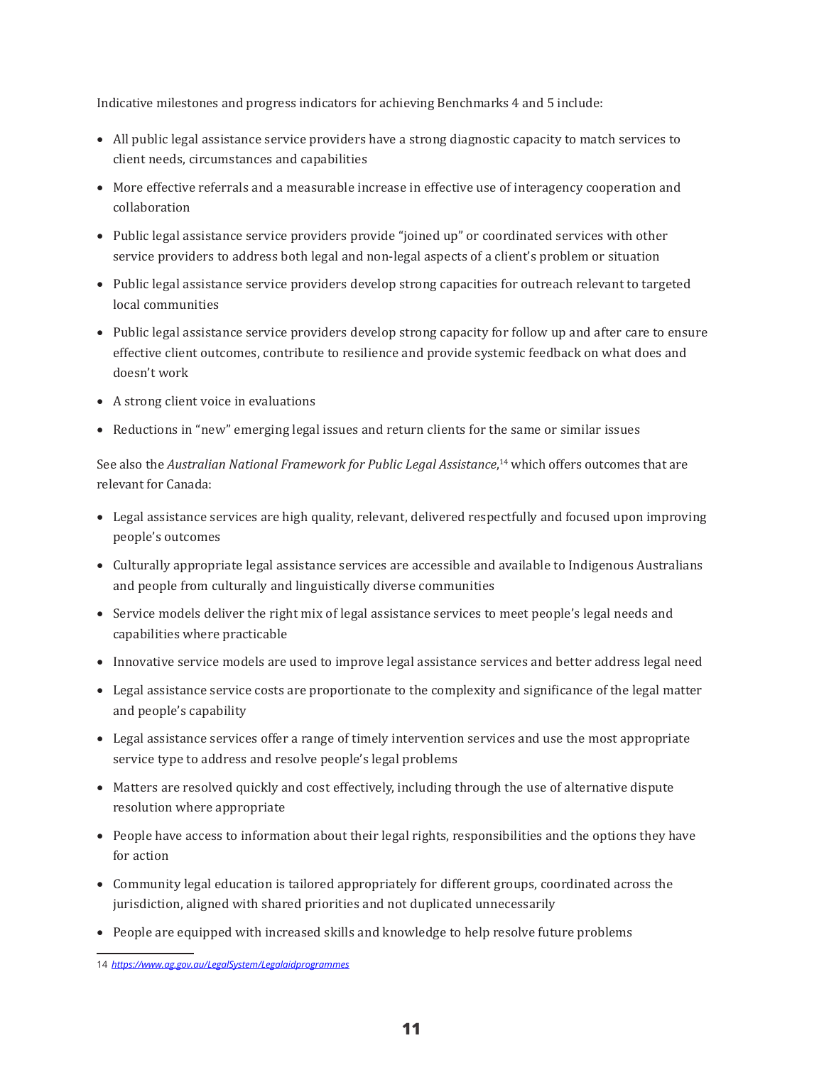Indicative milestones and progress indicators for achieving Benchmarks 4 and 5 include:

- All public legal assistance service providers have a strong diagnostic capacity to match services to client needs, circumstances and capabilities
- More effective referrals and a measurable increase in effective use of interagency cooperation and collaboration
- Public legal assistance service providers provide "joined up" or coordinated services with other service providers to address both legal and non-legal aspects of a client's problem or situation
- Public legal assistance service providers develop strong capacities for outreach relevant to targeted local communities
- Public legal assistance service providers develop strong capacity for follow up and after care to ensure effective client outcomes, contribute to resilience and provide systemic feedback on what does and doesn't work
- A strong client voice in evaluations
- Reductions in "new" emerging legal issues and return clients for the same or similar issues

See also the *Australian National Framework for Public Legal Assistance*,[14] which offers outcomes that are relevant for Canada:

- Legal assistance services are high quality, relevant, delivered respectfully and focused upon improving people's outcomes
- Culturally appropriate legal assistance services are accessible and available to Indigenous Australians and people from culturally and linguistically diverse communities
- Service models deliver the right mix of legal assistance services to meet people's legal needs and capabilities where practicable
- Innovative service models are used to improve legal assistance services and better address legal need
- Legal assistance service costs are proportionate to the complexity and significance of the legal matter and people's capability
- Legal assistance services offer a range of timely intervention services and use the most appropriate service type to address and resolve people's legal problems
- Matters are resolved quickly and cost effectively, including through the use of alternative dispute resolution where appropriate
- People have access to information about their legal rights, responsibilities and the options they have for action
- Community legal education is tailored appropriately for different groups, coordinated across the jurisdiction, aligned with shared priorities and not duplicated unnecessarily
- People are equipped with increased skills and knowledge to help resolve future problems

---

14 *https://www.ag.gov.au/LegalSystem/Legalaidprogrammes*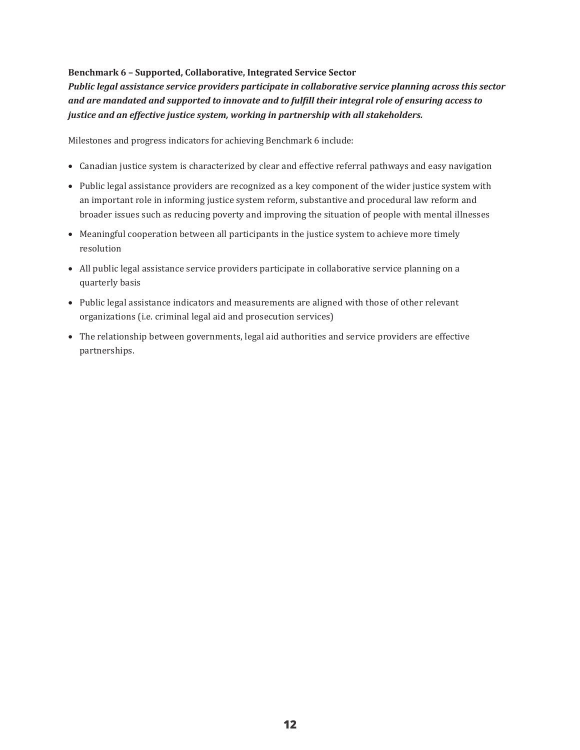**Benchmark 6 – Supported, Collaborative, Integrated Service Sector**

***Public legal assistance service providers participate in collaborative service planning across this sector and are mandated and supported to innovate and to fulfill their integral role of ensuring access to justice and an effective justice system, working in partnership with all stakeholders.***

Milestones and progress indicators for achieving Benchmark 6 include:

- Canadian justice system is characterized by clear and effective referral pathways and easy navigation
- Public legal assistance providers are recognized as a key component of the wider justice system with an important role in informing justice system reform, substantive and procedural law reform and broader issues such as reducing poverty and improving the situation of people with mental illnesses
- Meaningful cooperation between all participants in the justice system to achieve more timely resolution
- All public legal assistance service providers participate in collaborative service planning on a quarterly basis
- Public legal assistance indicators and measurements are aligned with those of other relevant organizations (i.e. criminal legal aid and prosecution services)
- The relationship between governments, legal aid authorities and service providers are effective partnerships.